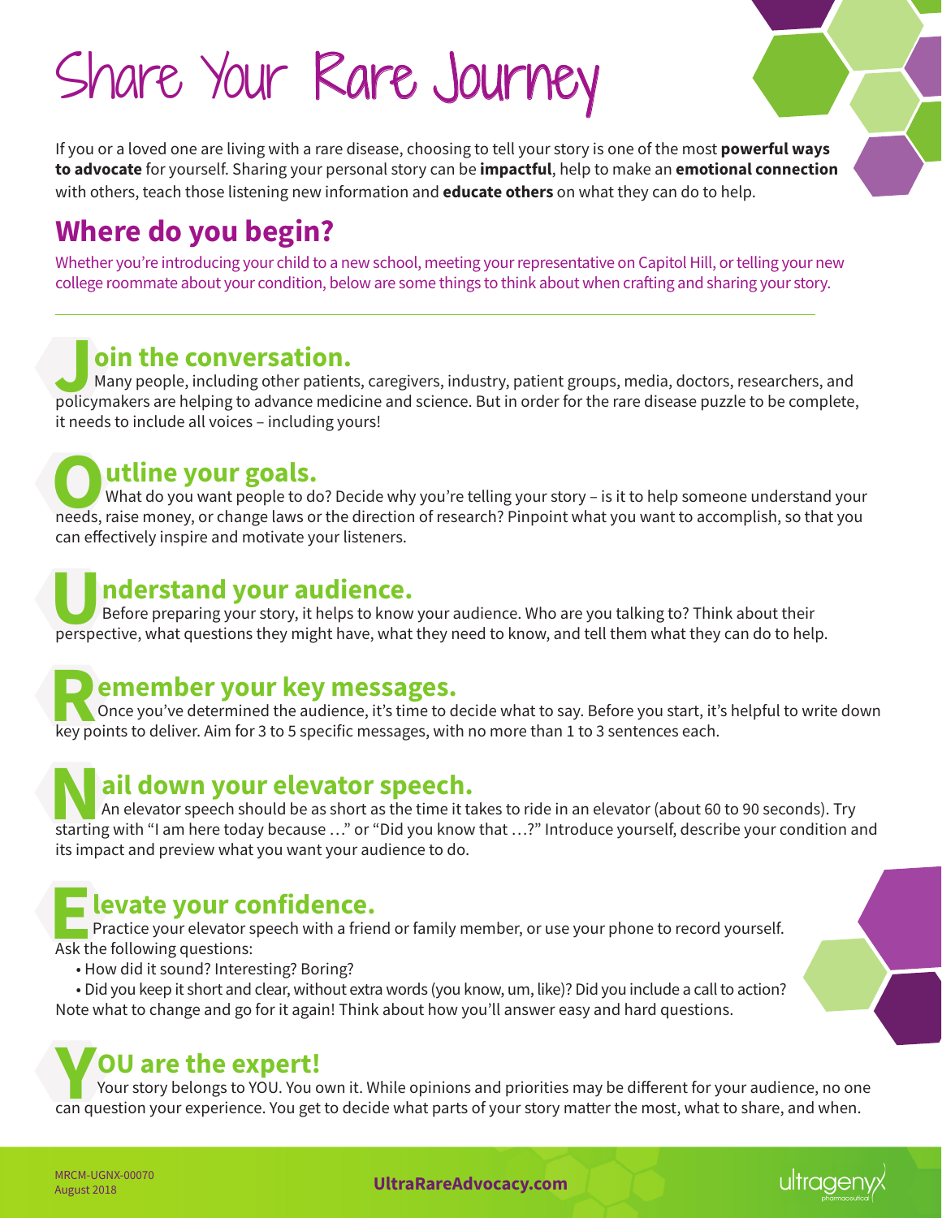# Share Your Rare Journey

If you or a loved one are living with a rare disease, choosing to tell your story is one of the most **powerful ways to advocate** for yourself. Sharing your personal story can be **impactful**, help to make an **emotional connection** with others, teach those listening new information and **educate others** on what they can do to help.

## Where do you begin?

Whether you're introducing your child to a new school, meeting your representative on Capitol Hill, or telling your new college roommate about your condition, below are some things to think about when crafting and sharing your story.

---

### Join the conversation.

Many people, including other patients, caregivers, industry, patient groups, media, doctors, researchers, and policymakers are helping to advance medicine and science. But in order for the rare disease puzzle to be complete, it needs to include all voices – including yours!

### Outline your goals.

What do you want people to do? Decide why you're telling your story – is it to help someone understand your needs, raise money, or change laws or the direction of research? Pinpoint what you want to accomplish, so that you can effectively inspire and motivate your listeners.

### Understand your audience.

Before preparing your story, it helps to know your audience. Who are you talking to? Think about their perspective, what questions they might have, what they need to know, and tell them what they can do to help.

### Remember your key messages.

Once you've determined the audience, it's time to decide what to say. Before you start, it's helpful to write down key points to deliver. Aim for 3 to 5 specific messages, with no more than 1 to 3 sentences each.

### Nail down your elevator speech.

An elevator speech should be as short as the time it takes to ride in an elevator (about 60 to 90 seconds). Try starting with "I am here today because …" or "Did you know that …?" Introduce yourself, describe your condition and its impact and preview what you want your audience to do.

### Elevate your confidence.

Practice your elevator speech with a friend or family member, or use your phone to record yourself. Ask the following questions:

- How did it sound? Interesting? Boring?
- Did you keep it short and clear, without extra words (you know, um, like)? Did you include a call to action?

Note what to change and go for it again! Think about how you'll answer easy and hard questions.

### YOU are the expert!

Your story belongs to YOU. You own it. While opinions and priorities may be different for your audience, no one can question your experience. You get to decide what parts of your story matter the most, what to share, and when.

MRCM-UGNX-00070
August 2018

**UltraRareAdvocacy.com**

ultragenyx pharmaceutical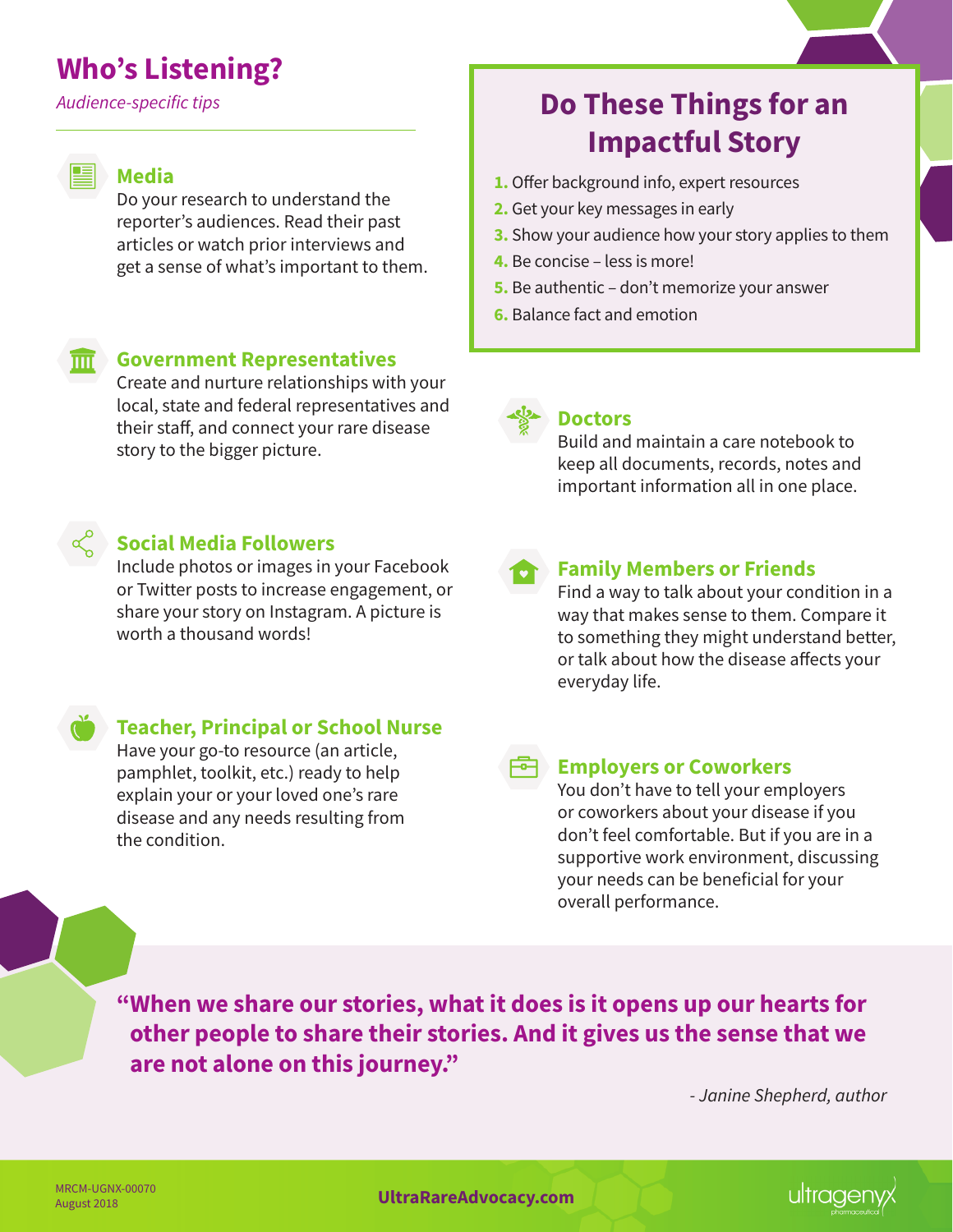## Who's Listening?

*Audience-specific tips*

### Media

Do your research to understand the reporter's audiences. Read their past articles or watch prior interviews and get a sense of what's important to them.

### Government Representatives

Create and nurture relationships with your local, state and federal representatives and their staff, and connect your rare disease story to the bigger picture.

### Social Media Followers

Include photos or images in your Facebook or Twitter posts to increase engagement, or share your story on Instagram. A picture is worth a thousand words!

### Teacher, Principal or School Nurse

Have your go-to resource (an article, pamphlet, toolkit, etc.) ready to help explain your or your loved one's rare disease and any needs resulting from the condition.

## Do These Things for an Impactful Story

1. Offer background info, expert resources
2. Get your key messages in early
3. Show your audience how your story applies to them
4. Be concise – less is more!
5. Be authentic – don't memorize your answer
6. Balance fact and emotion

### Doctors

Build and maintain a care notebook to keep all documents, records, notes and important information all in one place.

### Family Members or Friends

Find a way to talk about your condition in a way that makes sense to them. Compare it to something they might understand better, or talk about how the disease affects your everyday life.

### Employers or Coworkers

You don't have to tell your employers or coworkers about your disease if you don't feel comfortable. But if you are in a supportive work environment, discussing your needs can be beneficial for your overall performance.

**"When we share our stories, what it does is it opens up our hearts for other people to share their stories. And it gives us the sense that we are not alone on this journey."**

*- Janine Shepherd, author*

MRCM-UGNX-00070
August 2018

**UltraRareAdvocacy.com**

ultragenyx pharmaceutical